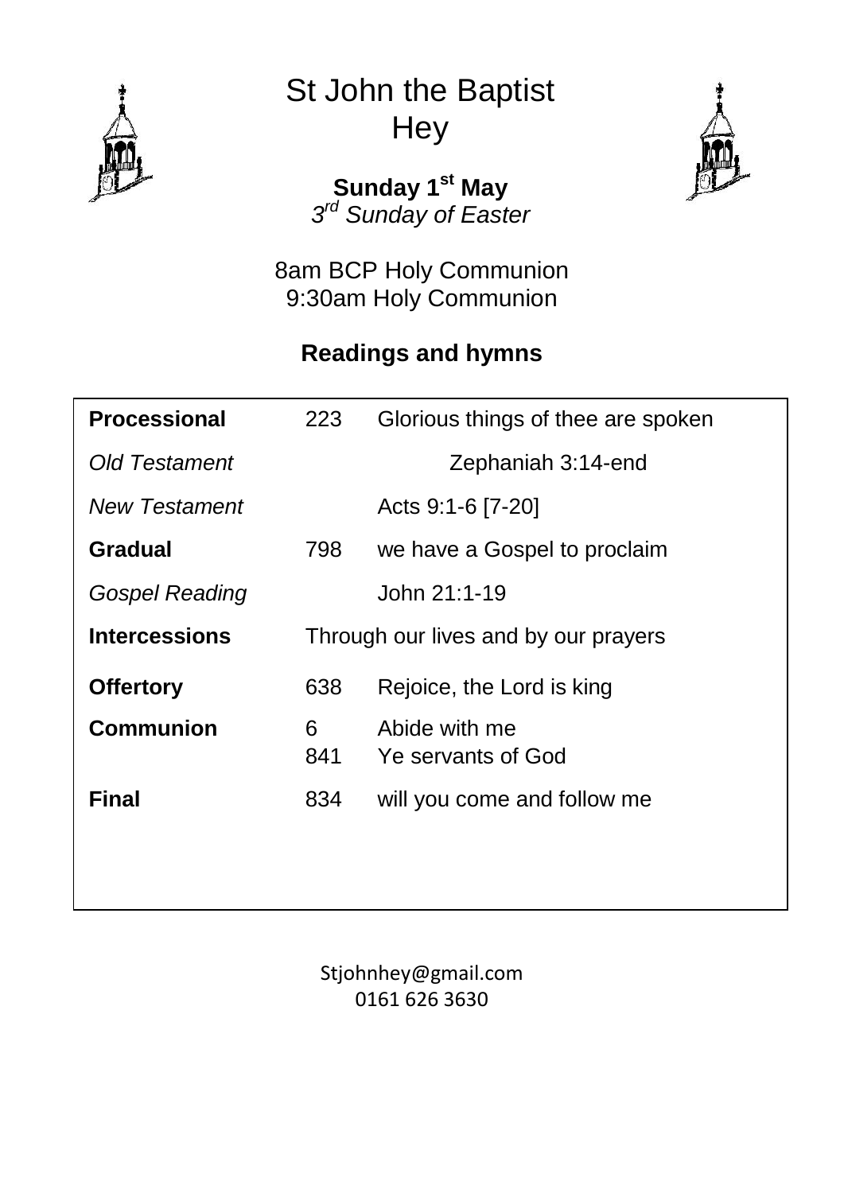# St John the Baptist Hey

**Sunday 1st May**

*3rd Sunday of Easter*

8am BCP Holy Communion
9:30am Holy Communion

## Readings and hymns

| | | |
|---|---|---|
| **Processional** | 223 | Glorious things of thee are spoken |
| *Old Testament* | | Zephaniah 3:14-end |
| *New Testament* | | Acts 9:1-6 [7-20] |
| **Gradual** | 798 | we have a Gospel to proclaim |
| *Gospel Reading* | | John 21:1-19 |
| **Intercessions** | Through our lives and by our prayers | |
| **Offertory** | 638 | Rejoice, the Lord is king |
| **Communion** | 6 | Abide with me |
| | 841 | Ye servants of God |
| **Final** | 834 | will you come and follow me |

Stjohnhey@gmail.com
0161 626 3630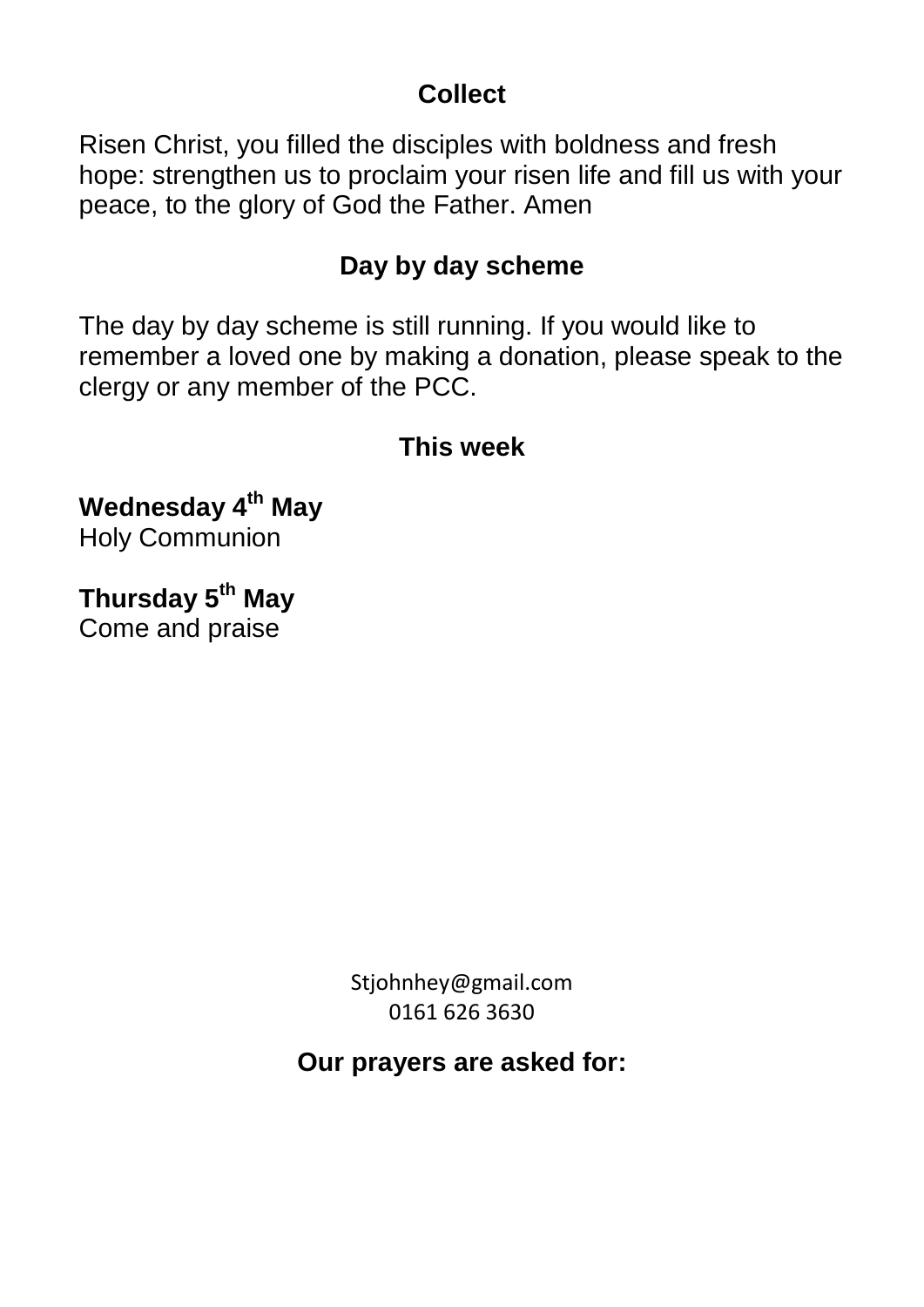## Collect

Risen Christ, you filled the disciples with boldness and fresh hope: strengthen us to proclaim your risen life and fill us with your peace, to the glory of God the Father. Amen

## Day by day scheme

The day by day scheme is still running. If you would like to remember a loved one by making a donation, please speak to the clergy or any member of the PCC.

## This week

**Wednesday 4th May**
Holy Communion

**Thursday 5th May**
Come and praise

Stjohnhey@gmail.com
0161 626 3630

## Our prayers are asked for: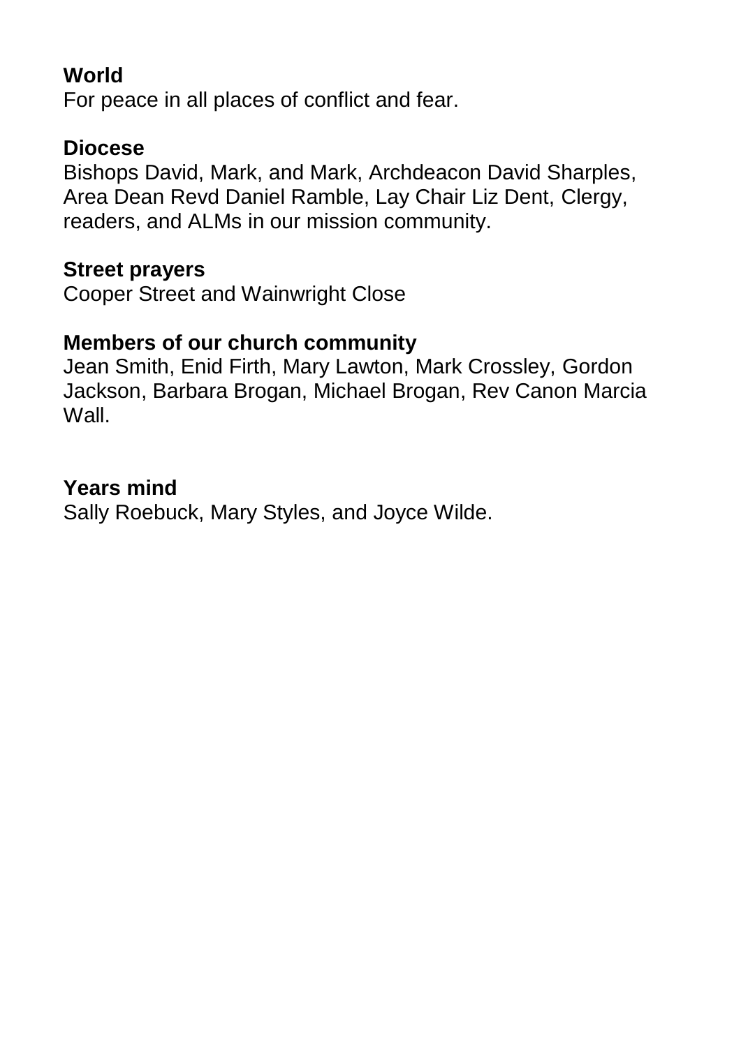**World**
For peace in all places of conflict and fear.

**Diocese**
Bishops David, Mark, and Mark, Archdeacon David Sharples, Area Dean Revd Daniel Ramble, Lay Chair Liz Dent, Clergy, readers, and ALMs in our mission community.

**Street prayers**
Cooper Street and Wainwright Close

**Members of our church community**
Jean Smith, Enid Firth, Mary Lawton, Mark Crossley, Gordon Jackson, Barbara Brogan, Michael Brogan, Rev Canon Marcia Wall.

**Years mind**
Sally Roebuck, Mary Styles, and Joyce Wilde.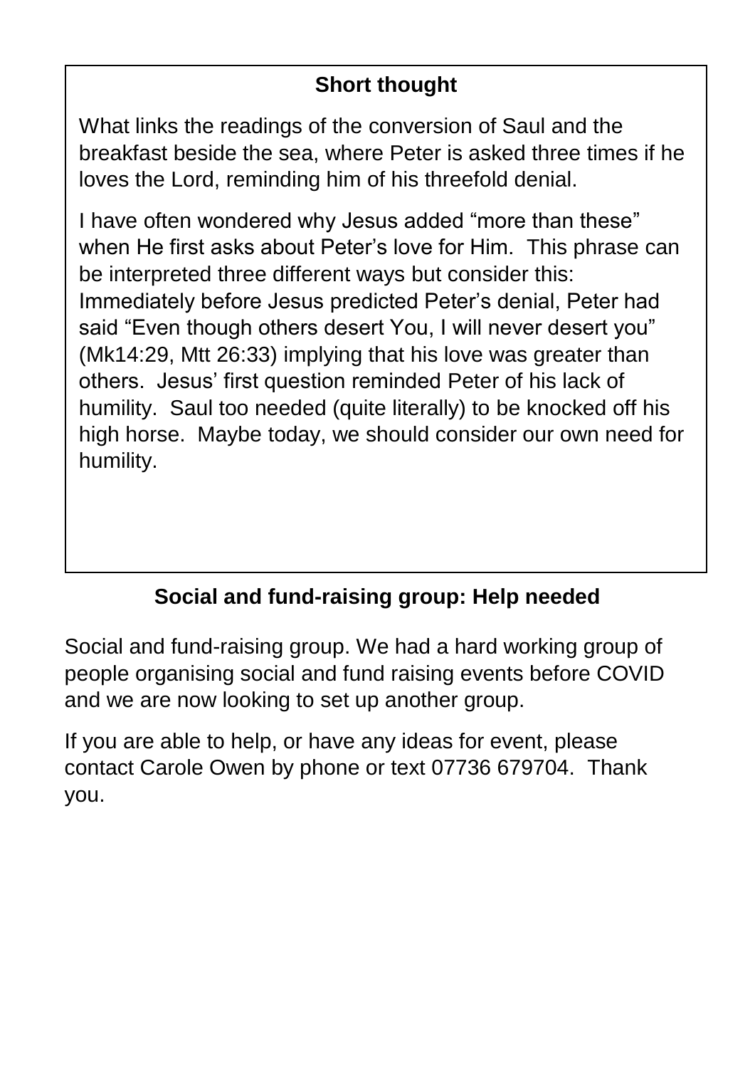## Short thought

What links the readings of the conversion of Saul and the breakfast beside the sea, where Peter is asked three times if he loves the Lord, reminding him of his threefold denial.

I have often wondered why Jesus added "more than these" when He first asks about Peter's love for Him. This phrase can be interpreted three different ways but consider this: Immediately before Jesus predicted Peter's denial, Peter had said "Even though others desert You, I will never desert you" (Mk14:29, Mtt 26:33) implying that his love was greater than others. Jesus' first question reminded Peter of his lack of humility. Saul too needed (quite literally) to be knocked off his high horse. Maybe today, we should consider our own need for humility.

## Social and fund-raising group: Help needed

Social and fund-raising group. We had a hard working group of people organising social and fund raising events before COVID and we are now looking to set up another group.

If you are able to help, or have any ideas for event, please contact Carole Owen by phone or text 07736 679704. Thank you.